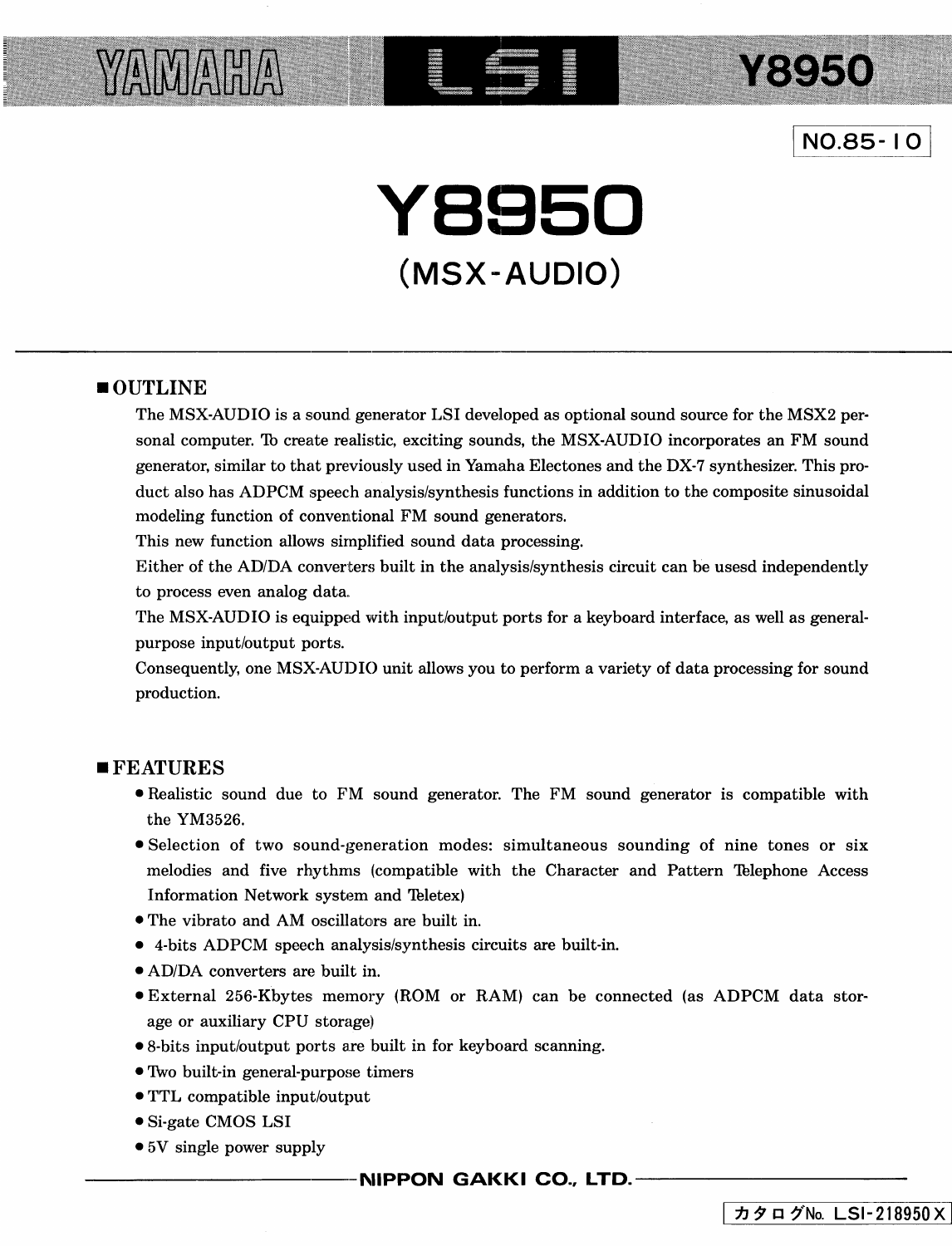YAMAHA LSI Y8950

NO.85-10

# Y8950

## (MSX-AUDIO)

### ■ OUTLINE

The MSX-AUDIO is a sound generator LSI developed as optional sound source for the MSX2 personal computer. To create realistic, exciting sounds, the MSX-AUDIO incorporates an FM sound generator, similar to that previously used in Yamaha Electones and the DX-7 synthesizer. This product also has ADPCM speech analysis/synthesis functions in addition to the composite sinusoidal modeling function of conventional FM sound generators.

This new function allows simplified sound data processing.

Either of the AD/DA converters built in the analysis/synthesis circuit can be usesd independently to process even analog data.

The MSX-AUDIO is equipped with input/output ports for a keyboard interface, as well as general-purpose input/output ports.

Consequently, one MSX-AUDIO unit allows you to perform a variety of data processing for sound production.

### ■ FEATURES

- Realistic sound due to FM sound generator. The FM sound generator is compatible with the YM3526.
- Selection of two sound-generation modes: simultaneous sounding of nine tones or six melodies and five rhythms (compatible with the Character and Pattern Telephone Access Information Network system and Teletex)
- The vibrato and AM oscillators are built in.
- 4-bits ADPCM speech analysis/synthesis circuits are built-in.
- AD/DA converters are built in.
- External 256-Kbytes memory (ROM or RAM) can be connected (as ADPCM data storage or auxiliary CPU storage)
- 8-bits input/output ports are built in for keyboard scanning.
- Two built-in general-purpose timers
- TTL compatible input/output
- Si-gate CMOS LSI
- 5V single power supply

NIPPON GAKKI CO., LTD.

カタログNo. LSI-218950X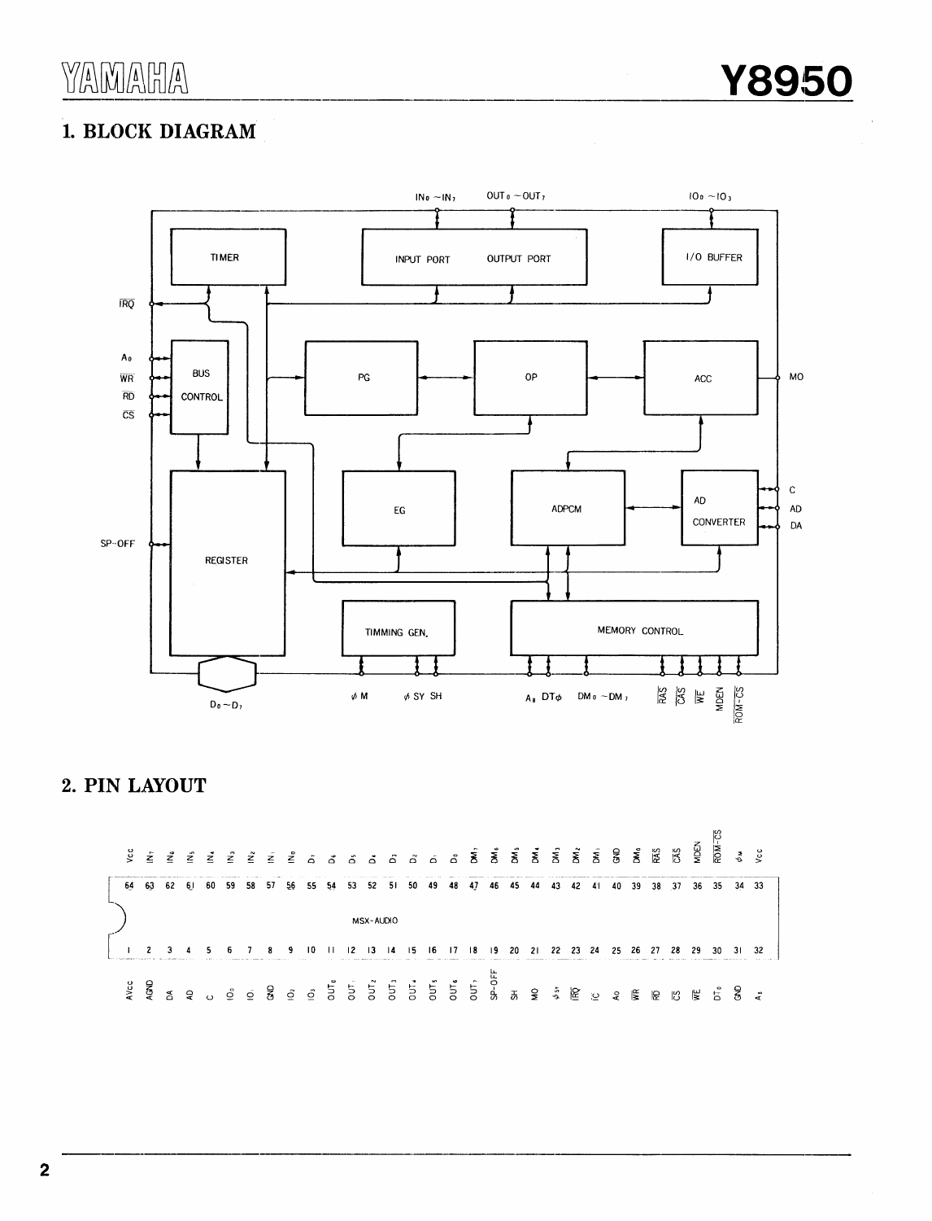## 1. BLOCK DIAGRAM

## 2. PIN LAYOUT

| Pin | Name | Pin | Name |
|---|---|---|---|
| 1 | AVcc | 64 | Vcc |
| 2 | AGND | 63 | $IN_7$ |
| 3 | DA | 62 | $IN_6$ |
| 4 | AD | 61 | $IN_5$ |
| 5 | C | 60 | $IN_4$ |
| 6 | $IO_0$ | 59 | $IN_3$ |
| 7 | $IO_1$ | 58 | $IN_2$ |
| 8 | GND | 57 | $IN_1$ |
| 9 | $IO_2$ | 56 | $IN_0$ |
| 10 | $IO_3$ | 55 | $D_7$ |
| 11 | $OUT_0$ | 54 | $D_6$ |
| 12 | $OUT_1$ | 53 | $D_5$ |
| 13 | $OUT_2$ | 52 | $D_4$ |
| 14 | $OUT_3$ | 51 | $D_3$ |
| 15 | $OUT_4$ | 50 | $D_2$ |
| 16 | $OUT_5$ | 49 | $D_1$ |
| 17 | $OUT_6$ | 48 | $D_0$ |
| 18 | $OUT_7$ | 47 | $DM_7$ |
| 19 | SP-OFF | 46 | $DM_6$ |
| 20 | SH | 45 | $DM_5$ |
| 21 | MO | 44 | $DM_4$ |
| 22 | $\phi_{SY}$ | 43 | $DM_3$ |
| 23 | $\overline{IRQ}$ | 42 | $DM_2$ |
| 24 | $\overline{IC}$ | 41 | $DM_1$ |
| 25 | $A_0$ | 40 | GND |
| 26 | $\overline{WR}$ | 39 | $DM_0$ |
| 27 | $\overline{RD}$ | 38 | $\overline{RAS}$ |
| 28 | $\overline{CS}$ | 37 | $\overline{CAS}$ |
| 29 | $\overline{WE}$ | 36 | MDEN |
| 30 | $DT_\phi$ | 35 | $\overline{ROM\text{-}CS}$ |
| 31 | GND | 34 | $\phi_M$ |
| 32 | $A_8$ | 33 | Vcc |

MSX-AUDIO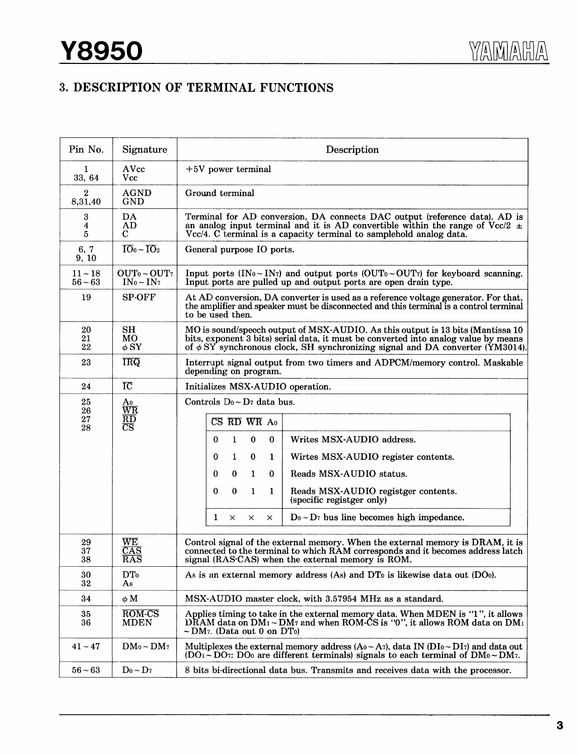## 3. DESCRIPTION OF TERMINAL FUNCTIONS

| Pin No. | Signature | Description |
|---|---|---|
| 1<br>33, 64 | AVcc<br>Vcc | +5V power terminal |
| 2<br>8,31,40 | AGND<br>GND | Ground terminal |
| 3<br>4<br>5 | DA<br>AD<br>C | Terminal for AD conversion, DA connects DAC output (reference data). AD is an analog input terminal and it is AD convertible within the range of Vcc/2 ± Vcc/4. C terminal is a capacity terminal to samplehold analog data. |
| 6, 7<br>9, 10 | $\overline{IO_0} \sim \overline{IO_2}$ | General purpose IO ports. |
| 11 ~ 18<br>56 ~ 63 | $OUT_0 \sim OUT_7$<br>$IN_0 \sim IN_7$ | Input ports ($IN_0 \sim IN_7$) and output ports ($OUT_0 \sim OUT_7$) for keyboard scanning. Input ports are pulled up and output ports are open drain type. |
| 19 | SP-OFF | At AD conversion, DA converter is used as a reference voltage generator. For that, the amplifier and speaker must be disconnected and this terminal is a control terminal to be used then. |
| 20<br>21<br>22 | SH<br>MO<br>$\phi$ SY | MO is sound/speech output of MSX-AUDIO. As this output is 13 bits (Mantissa 10 bits, exponent 3 bits) serial data, it must be converted into analog value by means of $\phi$ SY synchronous clock, SH synchronizing signal and DA converter (YM3014). |
| 23 | $\overline{IRQ}$ | Interrupt signal output from two timers and ADPCM/memory control. Maskable depending on program. |
| 24 | $\overline{IC}$ | Initializes MSX-AUDIO operation. |
| 25<br>26<br>27<br>28 | $A_0$<br>$\overline{WR}$<br>$\overline{RD}$<br>$\overline{CS}$ | Controls $D_0 \sim D_7$ data bus. (see table below) |
| 29<br>37<br>38 | $\overline{WE}$<br>$\overline{CAS}$<br>$\overline{RAS}$ | Control signal of the external memory. When the external memory is DRAM, it is connected to the terminal to which RAM corresponds and it becomes address latch signal (RAS·CAS) when the external memory is ROM. |
| 30<br>32 | $DT_0$<br>$A_8$ | $A_8$ is an external memory address ($A_8$) and $DT_0$ is likewise data out ($DO_0$). |
| 34 | $\phi$ M | MSX-AUDIO master clock, with 3.57954 MHz as a standard. |
| 35<br>36 | $\overline{ROM\text{-}CS}$<br>MDEN | Applies timing to take in the external memory data. When MDEN is "1", it allows DRAM data on $DM_1 \sim DM_7$ and when ROM-CS is "0", it allows ROM data on $DM_1 \sim DM_7$. (Data out 0 on $DT_0$) |
| 41 ~ 47 | $DM_0 \sim DM_7$ | Multiplexes the external memory address ($A_0 \sim A_7$), data IN ($DI_0 \sim DI_7$) and data out ($DO_1 \sim DO_7$: $DO_0$ are different terminals) signals to each terminal of $DM_0 \sim DM_7$. |
| 56 ~ 63 | $D_0 \sim D_7$ | 8 bits bi-directional data bus. Transmits and receives data with the processor. |

Data bus control (pins 25–28):

| $\overline{CS}$ | $\overline{RD}$ | $\overline{WR}$ | $A_0$ | |
|---|---|---|---|---|
| 0 | 1 | 0 | 0 | Writes MSX-AUDIO address. |
| 0 | 1 | 0 | 1 | Wirtes MSX-AUDIO register contents. |
| 0 | 0 | 1 | 0 | Reads MSX-AUDIO status. |
| 0 | 0 | 1 | 1 | Reads MSX-AUDIO registger contents. (specific registger only) |
| 1 | × | × | × | $D_0 \sim D_7$ bus line becomes high impedance. |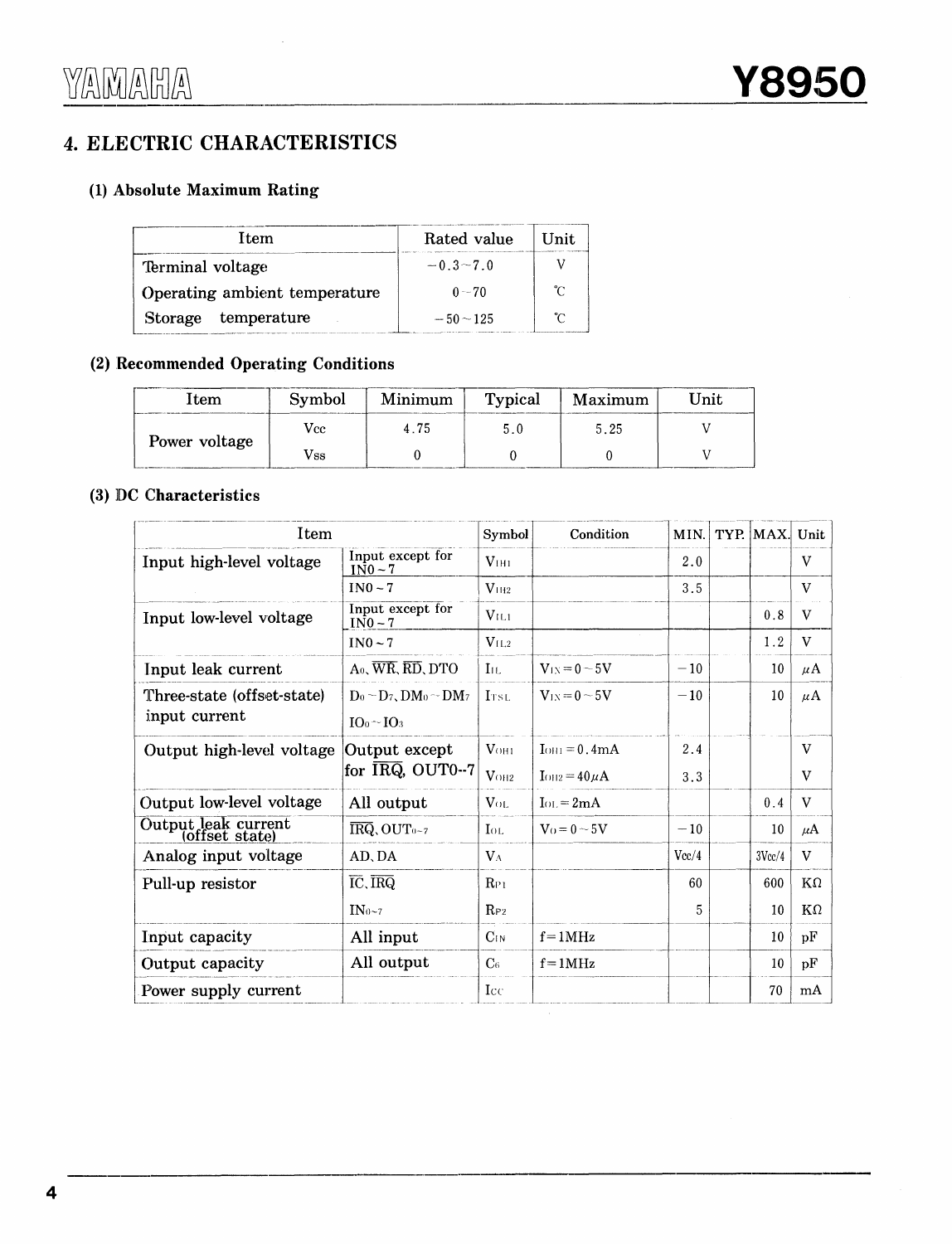## 4. ELECTRIC CHARACTERISTICS

### (1) Absolute Maximum Rating

| Item | Rated value | Unit |
|---|---|---|
| Terminal voltage | −0.3~7.0 | V |
| Operating ambient temperature | 0~70 | ℃ |
| Storage temperature | −50~125 | ℃ |

### (2) Recommended Operating Conditions

| Item | Symbol | Minimum | Typical | Maximum | Unit |
|---|---|---|---|---|---|
| Power voltage | Vcc | 4.75 | 5.0 | 5.25 | V |
| | Vss | 0 | 0 | 0 | V |

### (3) DC Characteristics

| Item | | Symbol | Condition | MIN. | TYP. | MAX. | Unit |
|---|---|---|---|---|---|---|---|
| Input high-level voltage | Input except for IN0~7 | $V_{IH1}$ | | 2.0 | | | V |
| | IN0~7 | $V_{IH2}$ | | 3.5 | | | V |
| Input low-level voltage | Input except for IN0~7 | $V_{IL1}$ | | | | 0.8 | V |
| | IN0~7 | $V_{IL2}$ | | | | 1.2 | V |
| Input leak current | $A_0$, $\overline{WR}$, $\overline{RD}$, DTO | $I_{IL}$ | $V_{IN}=0\sim5V$ | −10 | | 10 | μA |
| Three-state (offset-state) input current | $D_0\sim D_7$, $DM_0\sim DM_7$ $IO_0\sim IO_3$ | $I_{TSL}$ | $V_{IN}=0\sim5V$ | −10 | | 10 | μA |
| Output high-level voltage | Output except for $\overline{IRQ}$, OUT0~7 | $V_{OH1}$ | $I_{OH1}=0.4mA$ | 2.4 | | | V |
| | | $V_{OH2}$ | $I_{OH2}=40\mu A$ | 3.3 | | | V |
| Output low-level voltage | All output | $V_{OL}$ | $I_{OL}=2mA$ | | | 0.4 | V |
| Output leak current (offset state) | $\overline{IRQ}$, $OUT_{0\sim7}$ | $I_{OL}$ | $V_O=0\sim5V$ | −10 | | 10 | μA |
| Analog input voltage | AD, DA | $V_A$ | | Vcc/4 | | 3Vcc/4 | V |
| Pull-up resistor | $\overline{IC}$, $\overline{IRQ}$ | $R_{P1}$ | | 60 | | 600 | KΩ |
| | $IN_{0\sim7}$ | $R_{P2}$ | | 5 | | 10 | KΩ |
| Input capacity | All input | $C_{IN}$ | f=1MHz | | | 10 | pF |
| Output capacity | All output | $C_O$ | f=1MHz | | | 10 | pF |
| Power supply current | | $I_{CC}$ | | | | 70 | mA |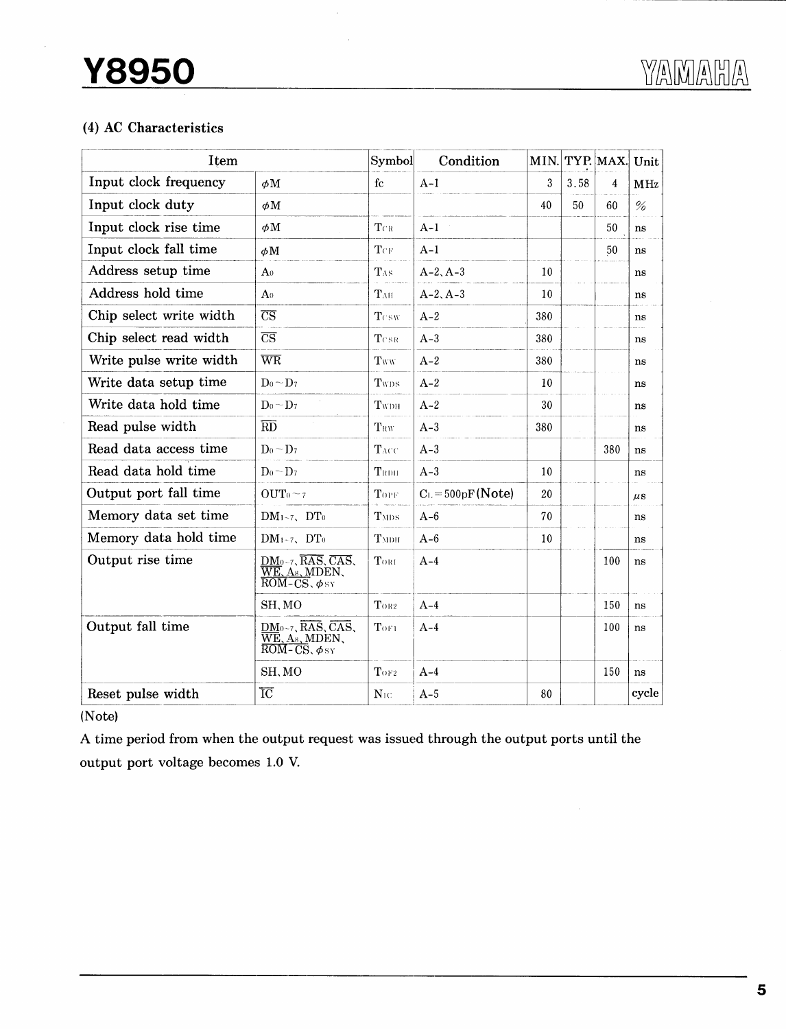### (4) AC Characteristics

| Item | | Symbol | Condition | MIN. | TYP. | MAX. | Unit |
|---|---|---|---|---|---|---|---|
| Input clock frequency | $\phi$M | fc | A-1 | 3 | 3.58 | 4 | MHz |
| Input clock duty | $\phi$M | | | 40 | 50 | 60 | % |
| Input clock rise time | $\phi$M | $T_{CR}$ | A-1 | | | 50 | ns |
| Input clock fall time | $\phi$M | $T_{CF}$ | A-1 | | | 50 | ns |
| Address setup time | $A_0$ | $T_{AS}$ | A-2, A-3 | 10 | | | ns |
| Address hold time | $A_0$ | $T_{AH}$ | A-2, A-3 | 10 | | | ns |
| Chip select write width | $\overline{CS}$ | $T_{CSW}$ | A-2 | 380 | | | ns |
| Chip select read width | $\overline{CS}$ | $T_{CSR}$ | A-3 | 380 | | | ns |
| Write pulse write width | $\overline{WR}$ | $T_{WW}$ | A-2 | 380 | | | ns |
| Write data setup time | $D_0 \sim D_7$ | $T_{WDS}$ | A-2 | 10 | | | ns |
| Write data hold time | $D_0 \sim D_7$ | $T_{WDH}$ | A-2 | 30 | | | ns |
| Read pulse width | $\overline{RD}$ | $T_{RW}$ | A-3 | 380 | | | ns |
| Read data access time | $D_0 \sim D_7$ | $T_{ACC}$ | A-3 | | | 380 | ns |
| Read data hold time | $D_0 \sim D_7$ | $T_{RDH}$ | A-3 | 10 | | | ns |
| Output port fall time | $OUT_{0 \sim 7}$ | $T_{OPF}$ | $C_L$ = 500pF (Note) | 20 | | | $\mu$s |
| Memory data set time | $DM_{1 \sim 7}$, $DT_0$ | $T_{MDS}$ | A-6 | 70 | | | ns |
| Memory data hold time | $DM_{1 \sim 7}$, $DT_0$ | $T_{MDH}$ | A-6 | 10 | | | ns |
| Output rise time | $DM_{0 \sim 7}$, $\overline{RAS}$, $\overline{CAS}$, $\overline{WE}$, $A_8$, MDEN, $\overline{ROM\text{-}CS}$, $\phi_{SY}$ | $T_{OR1}$ | A-4 | | | 100 | ns |
| | SH, MO | $T_{OR2}$ | A-4 | | | 150 | ns |
| Output fall time | $DM_{0 \sim 7}$, $\overline{RAS}$, $\overline{CAS}$, $\overline{WE}$, $A_8$, MDEN, $\overline{ROM\text{-}CS}$, $\phi_{SY}$ | $T_{OF1}$ | A-4 | | | 100 | ns |
| | SH, MO | $T_{OF2}$ | A-4 | | | 150 | ns |
| Reset pulse width | $\overline{IC}$ | $N_{IC}$ | A-5 | 80 | | | cycle |

(Note)

A time period from when the output request was issued through the output ports until the output port voltage becomes 1.0 V.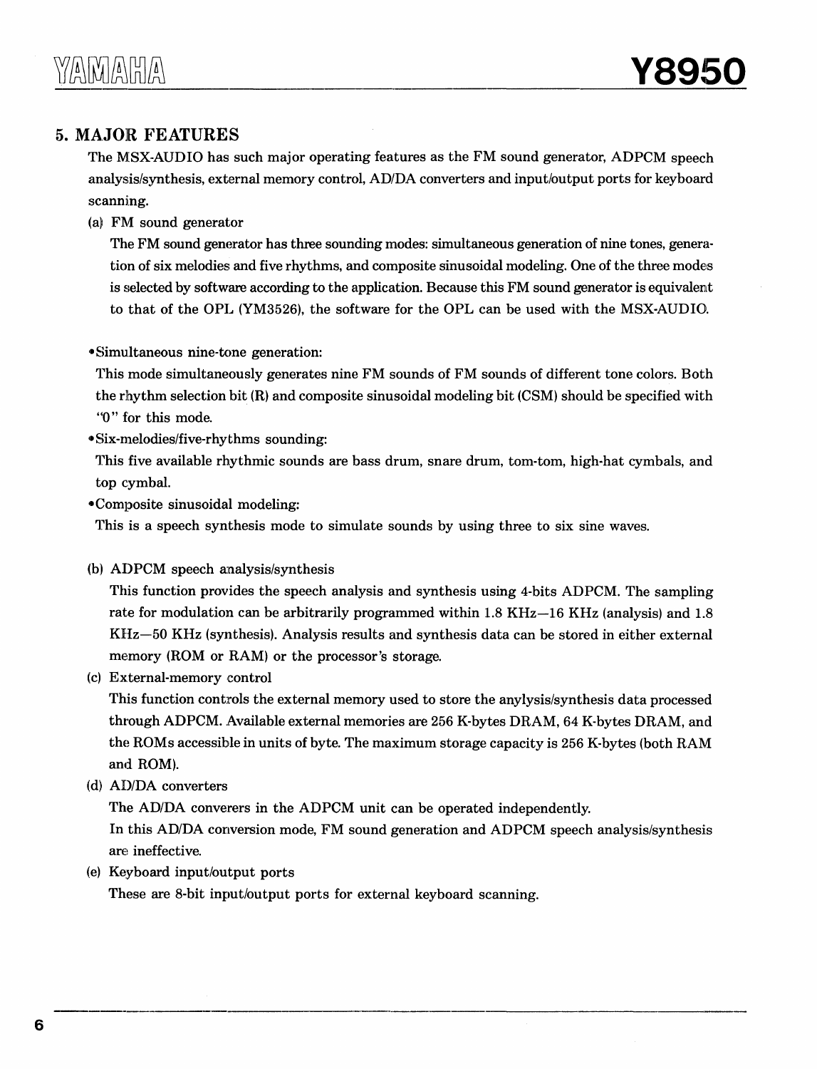## 5. MAJOR FEATURES

The MSX-AUDIO has such major operating features as the FM sound generator, ADPCM speech analysis/synthesis, external memory control, AD/DA converters and input/output ports for keyboard scanning.

(a) FM sound generator

The FM sound generator has three sounding modes: simultaneous generation of nine tones, generation of six melodies and five rhythms, and composite sinusoidal modeling. One of the three modes is selected by software according to the application. Because this FM sound generator is equivalent to that of the OPL (YM3526), the software for the OPL can be used with the MSX-AUDIO.

- Simultaneous nine-tone generation:

  This mode simultaneously generates nine FM sounds of FM sounds of different tone colors. Both the rhythm selection bit (R) and composite sinusoidal modeling bit (CSM) should be specified with "0" for this mode.

- Six-melodies/five-rhythms sounding:

  This five available rhythmic sounds are bass drum, snare drum, tom-tom, high-hat cymbals, and top cymbal.

- Composite sinusoidal modeling:

  This is a speech synthesis mode to simulate sounds by using three to six sine waves.

(b) ADPCM speech analysis/synthesis

This function provides the speech analysis and synthesis using 4-bits ADPCM. The sampling rate for modulation can be arbitrarily programmed within 1.8 KHz—16 KHz (analysis) and 1.8 KHz—50 KHz (synthesis). Analysis results and synthesis data can be stored in either external memory (ROM or RAM) or the processor's storage.

(c) External-memory control

This function controls the external memory used to store the anylysis/synthesis data processed through ADPCM. Available external memories are 256 K-bytes DRAM, 64 K-bytes DRAM, and the ROMs accessible in units of byte. The maximum storage capacity is 256 K-bytes (both RAM and ROM).

(d) AD/DA converters

The AD/DA converers in the ADPCM unit can be operated independently.
In this AD/DA conversion mode, FM sound generation and ADPCM speech analysis/synthesis are ineffective.

(e) Keyboard input/output ports

These are 8-bit input/output ports for external keyboard scanning.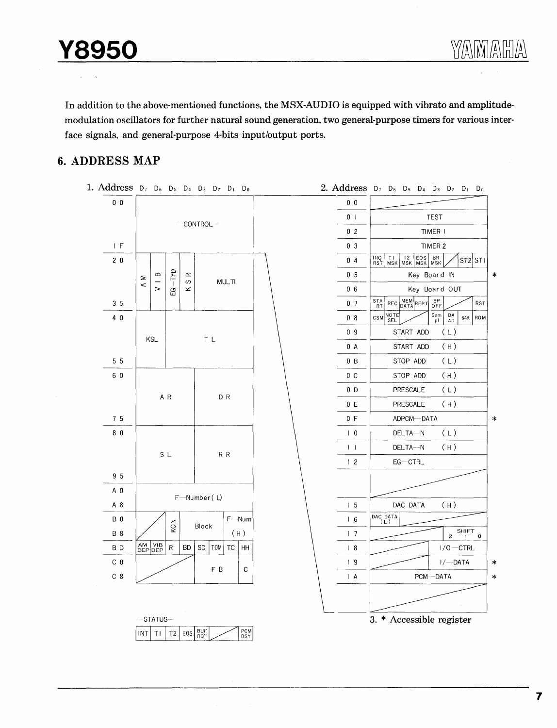In addition to the above-mentioned functions, the MSX-AUDIO is equipped with vibrato and amplitude-modulation oscillators for further natural sound generation, two general-purpose timers for various interface signals, and general-purpose 4-bits input/output ports.

## 6. ADDRESS MAP

**1. Address**

| Address | D7 | D6 | D5 | D4 | D3 | D2 | D1 | D0 |
|---|---|---|---|---|---|---|---|---|
| 00 – 1F | CONTROL | | | | | | | |
| 20 – 35 | AM | VIB | EG-TYP | KSR | MULTI | | | |
| 40 – 55 | KSL | | TL | | | | | |
| 60 – 75 | AR | | | | DR | | | |
| 80 – 95 | SL | | | | RR | | | |
| A0 – A8 | F-Number (L) | | | | | | | |
| B0 – B8 | | | KON | Block | | | F-Num (H) | |
| BD | AM DEP | VIB DEP | R | BD | SD | TOM | TC | HH |
| C0 – C8 | | | | | FB | | | C |

—STATUS—

| INT | T1 | T2 | EOS | BUF RDY | | | PCM BSY |
|---|---|---|---|---|---|---|---|

**2. Address**

| Address | D7 | D6 | D5 | D4 | D3 | D2 | D1 | D0 | |
|---|---|---|---|---|---|---|---|---|---|
| 00 | | | | | | | | | |
| 01 | TEST | | | | | | | | |
| 02 | TIMER 1 | | | | | | | | |
| 03 | TIMER 2 | | | | | | | | |
| 04 | IRQ RST | T1 MSK | T2 MSK | EOS MSK | BR MSK | | ST2 | ST1 | |
| 05 | Key Board IN | | | | | | | | * |
| 06 | Key Board OUT | | | | | | | | |
| 07 | START | REC | MEM DATA | REPT | SP OFF | | | RST | |
| 08 | CSM | NOTE SEL | | | Sam pl | DA AD | 64K | ROM | |
| 09 | START ADD (L) | | | | | | | | |
| 0A | START ADD (H) | | | | | | | | |
| 0B | STOP ADD (L) | | | | | | | | |
| 0C | STOP ADD (H) | | | | | | | | |
| 0D | PRESCALE (L) | | | | | | | | |
| 0E | PRESCALE (H) | | | | | | | | |
| 0F | ADPCM-DATA | | | | | | | | * |
| 10 | DELTA-N (L) | | | | | | | | |
| 11 | DELTA-N (H) | | | | | | | | |
| 12 | EG-CTRL | | | | | | | | |
| | | | | | | | | | |
| 15 | DAC DATA (H) | | | | | | | | |
| 16 | DAC DATA (L) | | | | | | | | |
| 17 | | | | | | SHIFT 2 | SHIFT 1 | SHIFT 0 | |
| 18 | | | | | I/O-CTRL | | | | |
| 19 | | | | | I/-DATA | | | | * |
| 1A | PCM-DATA | | | | | | | | * |
| | | | | | | | | | |

3. * Accessible register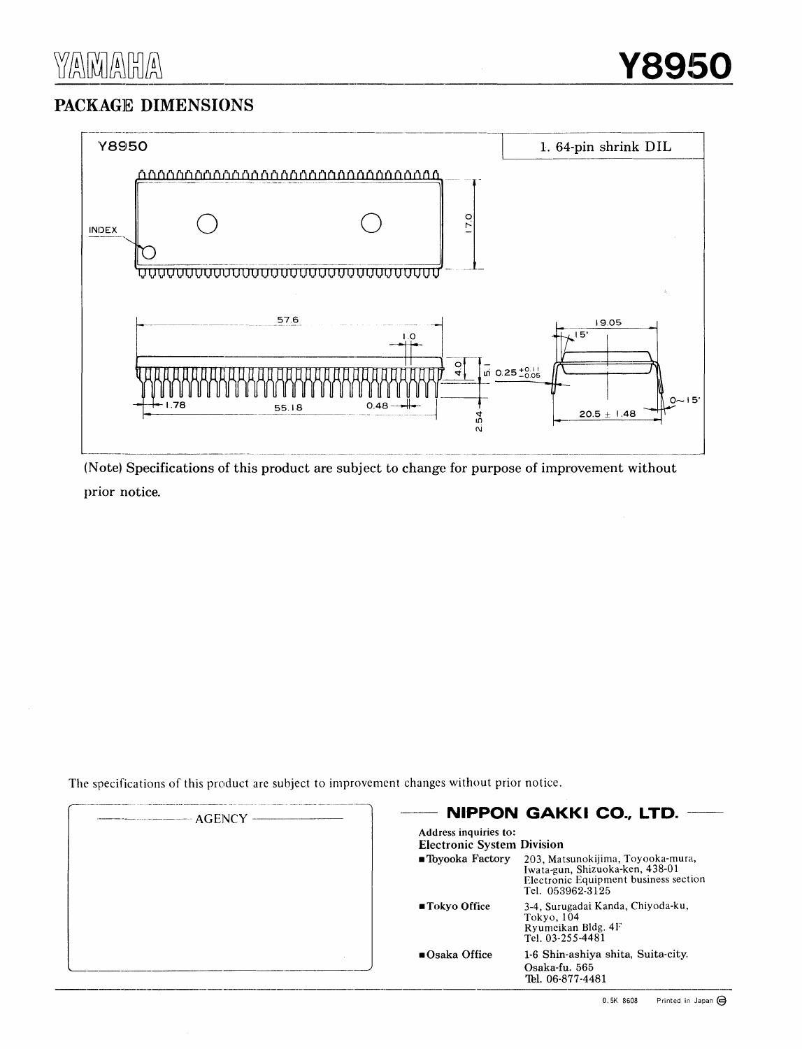## PACKAGE DIMENSIONS

Y8950

1. 64-pin shrink DIL

INDEX

17.0

57.6

1.0

4.0

5.1

$0.25^{+0.11}_{-0.05}$

1.78

55.18

0.48

2.54

19.05

15°

0~15°

20.5 ± 1.48

(Note) Specifications of this product are subject to change for purpose of improvement without prior notice.

The specifications of this product are subject to improvement changes without prior notice.

AGENCY

**NIPPON GAKKI CO., LTD.**

Address inquiries to:
**Electronic System Division**

| | |
|---|---|
| ■Toyooka Factory | 203, Matsunokijima, Toyooka-mura, Iwata-gun, Shizuoka-ken, 438-01<br>Electronic Equipment business section<br>Tel. 053962-3125 |
| ■Tokyo Office | 3-4, Surugadai Kanda, Chiyoda-ku, Tokyo, 104<br>Ryumeikan Bldg. 4F<br>Tel. 03-255-4481 |
| ■Osaka Office | 1-6 Shin-ashiya shita, Suita-city. Osaka-fu. 565<br>Tel. 06-877-4481 |

0.5K 8608 Printed in Japan